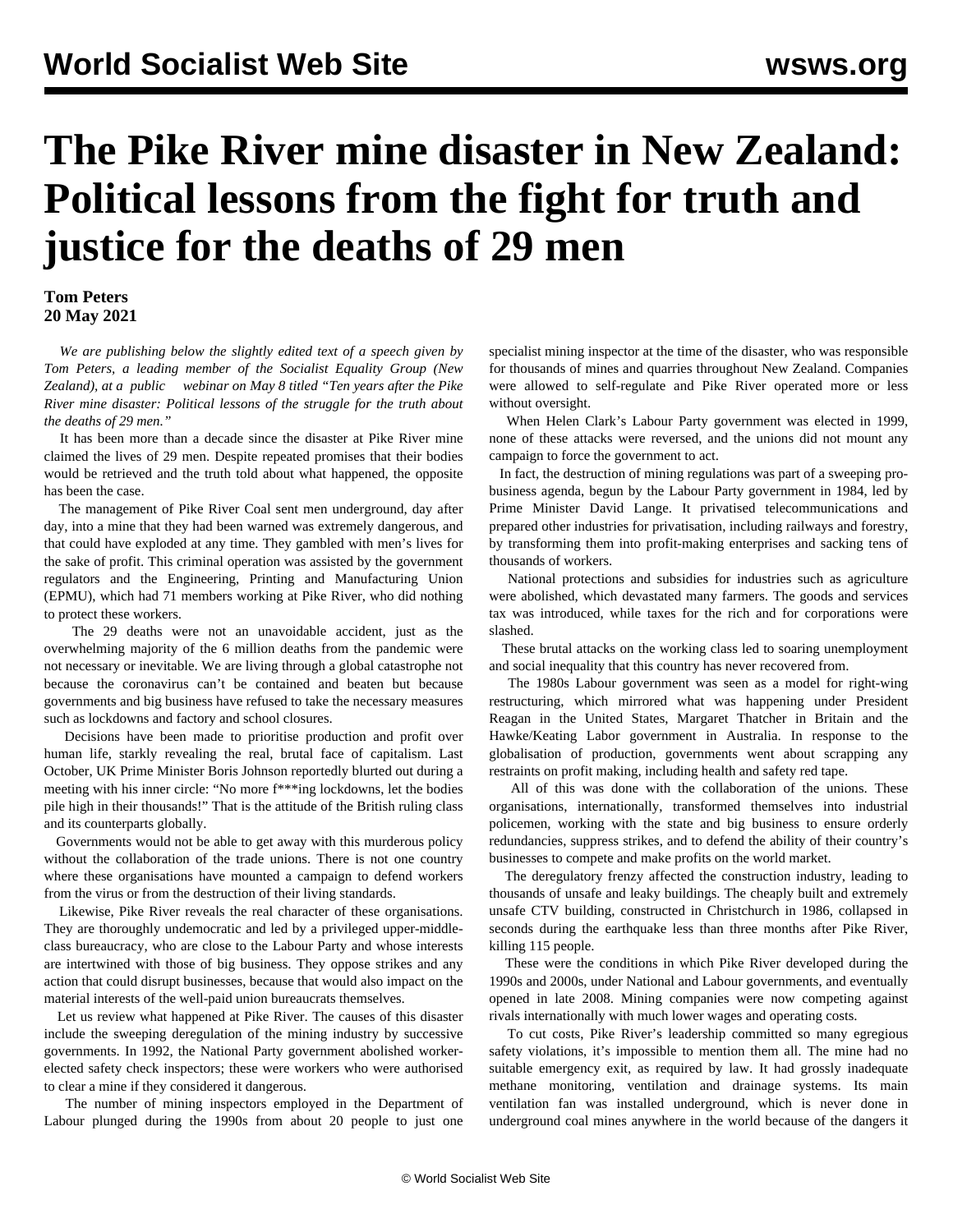# The Pike River mine disaster in New Zealand: Political lessons from the fight for truth and justice for the deaths of 29 men

**Tom Peters**
**20 May 2021**

*We are publishing below the slightly edited text of a speech given by Tom Peters, a leading member of the Socialist Equality Group (New Zealand), at a public webinar on May 8 titled "Ten years after the Pike River mine disaster: Political lessons of the struggle for the truth about the deaths of 29 men."*

It has been more than a decade since the disaster at Pike River mine claimed the lives of 29 men. Despite repeated promises that their bodies would be retrieved and the truth told about what happened, the opposite has been the case.

The management of Pike River Coal sent men underground, day after day, into a mine that they had been warned was extremely dangerous, and that could have exploded at any time. They gambled with men's lives for the sake of profit. This criminal operation was assisted by the government regulators and the Engineering, Printing and Manufacturing Union (EPMU), which had 71 members working at Pike River, who did nothing to protect these workers.

The 29 deaths were not an unavoidable accident, just as the overwhelming majority of the 6 million deaths from the pandemic were not necessary or inevitable. We are living through a global catastrophe not because the coronavirus can't be contained and beaten but because governments and big business have refused to take the necessary measures such as lockdowns and factory and school closures.

Decisions have been made to prioritise production and profit over human life, starkly revealing the real, brutal face of capitalism. Last October, UK Prime Minister Boris Johnson reportedly blurted out during a meeting with his inner circle: "No more f***ing lockdowns, let the bodies pile high in their thousands!" That is the attitude of the British ruling class and its counterparts globally.

Governments would not be able to get away with this murderous policy without the collaboration of the trade unions. There is not one country where these organisations have mounted a campaign to defend workers from the virus or from the destruction of their living standards.

Likewise, Pike River reveals the real character of these organisations. They are thoroughly undemocratic and led by a privileged upper-middle-class bureaucracy, who are close to the Labour Party and whose interests are intertwined with those of big business. They oppose strikes and any action that could disrupt businesses, because that would also impact on the material interests of the well-paid union bureaucrats themselves.

Let us review what happened at Pike River. The causes of this disaster include the sweeping deregulation of the mining industry by successive governments. In 1992, the National Party government abolished worker-elected safety check inspectors; these were workers who were authorised to clear a mine if they considered it dangerous.

The number of mining inspectors employed in the Department of Labour plunged during the 1990s from about 20 people to just one specialist mining inspector at the time of the disaster, who was responsible for thousands of mines and quarries throughout New Zealand. Companies were allowed to self-regulate and Pike River operated more or less without oversight.

When Helen Clark's Labour Party government was elected in 1999, none of these attacks were reversed, and the unions did not mount any campaign to force the government to act.

In fact, the destruction of mining regulations was part of a sweeping pro-business agenda, begun by the Labour Party government in 1984, led by Prime Minister David Lange. It privatised telecommunications and prepared other industries for privatisation, including railways and forestry, by transforming them into profit-making enterprises and sacking tens of thousands of workers.

National protections and subsidies for industries such as agriculture were abolished, which devastated many farmers. The goods and services tax was introduced, while taxes for the rich and for corporations were slashed.

These brutal attacks on the working class led to soaring unemployment and social inequality that this country has never recovered from.

The 1980s Labour government was seen as a model for right-wing restructuring, which mirrored what was happening under President Reagan in the United States, Margaret Thatcher in Britain and the Hawke/Keating Labor government in Australia. In response to the globalisation of production, governments went about scrapping any restraints on profit making, including health and safety red tape.

All of this was done with the collaboration of the unions. These organisations, internationally, transformed themselves into industrial policemen, working with the state and big business to ensure orderly redundancies, suppress strikes, and to defend the ability of their country's businesses to compete and make profits on the world market.

The deregulatory frenzy affected the construction industry, leading to thousands of unsafe and leaky buildings. The cheaply built and extremely unsafe CTV building, constructed in Christchurch in 1986, collapsed in seconds during the earthquake less than three months after Pike River, killing 115 people.

These were the conditions in which Pike River developed during the 1990s and 2000s, under National and Labour governments, and eventually opened in late 2008. Mining companies were now competing against rivals internationally with much lower wages and operating costs.

To cut costs, Pike River's leadership committed so many egregious safety violations, it's impossible to mention them all. The mine had no suitable emergency exit, as required by law. It had grossly inadequate methane monitoring, ventilation and drainage systems. Its main ventilation fan was installed underground, which is never done in underground coal mines anywhere in the world because of the dangers it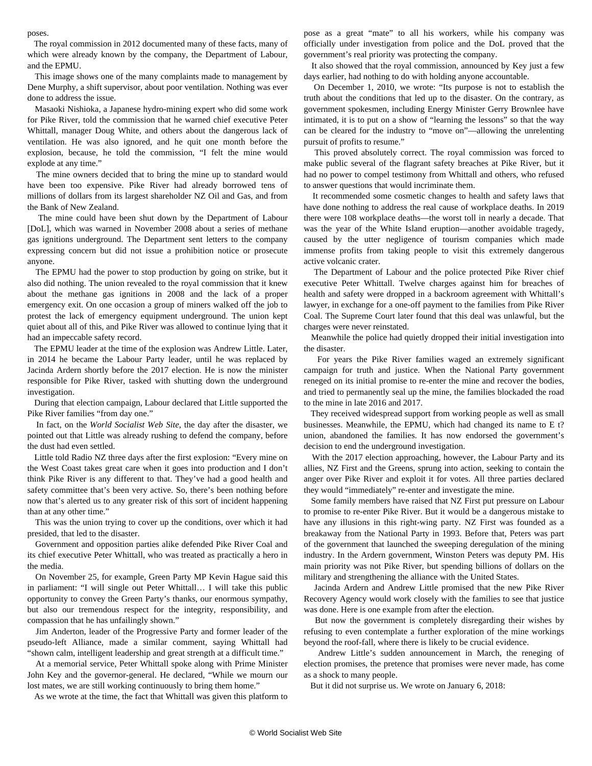poses.

The royal commission in 2012 documented many of these facts, many of which were already known by the company, the Department of Labour, and the EPMU.

This image shows one of the many complaints made to management by Dene Murphy, a shift supervisor, about poor ventilation. Nothing was ever done to address the issue.

Masaoki Nishioka, a Japanese hydro-mining expert who did some work for Pike River, told the commission that he warned chief executive Peter Whittall, manager Doug White, and others about the dangerous lack of ventilation. He was also ignored, and he quit one month before the explosion, because, he told the commission, "I felt the mine would explode at any time."

The mine owners decided that to bring the mine up to standard would have been too expensive. Pike River had already borrowed tens of millions of dollars from its largest shareholder NZ Oil and Gas, and from the Bank of New Zealand.

The mine could have been shut down by the Department of Labour [DoL], which was warned in November 2008 about a series of methane gas ignitions underground. The Department sent letters to the company expressing concern but did not issue a prohibition notice or prosecute anyone.

The EPMU had the power to stop production by going on strike, but it also did nothing. The union revealed to the royal commission that it knew about the methane gas ignitions in 2008 and the lack of a proper emergency exit. On one occasion a group of miners walked off the job to protest the lack of emergency equipment underground. The union kept quiet about all of this, and Pike River was allowed to continue lying that it had an impeccable safety record.

The EPMU leader at the time of the explosion was Andrew Little. Later, in 2014 he became the Labour Party leader, until he was replaced by Jacinda Ardern shortly before the 2017 election. He is now the minister responsible for Pike River, tasked with shutting down the underground investigation.

During that election campaign, Labour declared that Little supported the Pike River families "from day one."

In fact, on the *World Socialist Web Site*, the day after the disaster, we pointed out that Little was already rushing to defend the company, before the dust had even settled.

Little told Radio NZ three days after the first explosion: "Every mine on the West Coast takes great care when it goes into production and I don't think Pike River is any different to that. They've had a good health and safety committee that's been very active. So, there's been nothing before now that's alerted us to any greater risk of this sort of incident happening than at any other time."

This was the union trying to cover up the conditions, over which it had presided, that led to the disaster.

Government and opposition parties alike defended Pike River Coal and its chief executive Peter Whittall, who was treated as practically a hero in the media.

On November 25, for example, Green Party MP Kevin Hague said this in parliament: "I will single out Peter Whittall… I will take this public opportunity to convey the Green Party's thanks, our enormous sympathy, but also our tremendous respect for the integrity, responsibility, and compassion that he has unfailingly shown."

Jim Anderton, leader of the Progressive Party and former leader of the pseudo-left Alliance, made a similar comment, saying Whittall had "shown calm, intelligent leadership and great strength at a difficult time."

At a memorial service, Peter Whittall spoke along with Prime Minister John Key and the governor-general. He declared, "While we mourn our lost mates, we are still working continuously to bring them home."

As we wrote at the time, the fact that Whittall was given this platform to pose as a great "mate" to all his workers, while his company was officially under investigation from police and the DoL proved that the government's real priority was protecting the company.

It also showed that the royal commission, announced by Key just a few days earlier, had nothing to do with holding anyone accountable.

On December 1, 2010, we wrote: "Its purpose is not to establish the truth about the conditions that led up to the disaster. On the contrary, as government spokesmen, including Energy Minister Gerry Brownlee have intimated, it is to put on a show of "learning the lessons" so that the way can be cleared for the industry to "move on"—allowing the unrelenting pursuit of profits to resume."

This proved absolutely correct. The royal commission was forced to make public several of the flagrant safety breaches at Pike River, but it had no power to compel testimony from Whittall and others, who refused to answer questions that would incriminate them.

It recommended some cosmetic changes to health and safety laws that have done nothing to address the real cause of workplace deaths. In 2019 there were 108 workplace deaths—the worst toll in nearly a decade. That was the year of the White Island eruption—another avoidable tragedy, caused by the utter negligence of tourism companies which made immense profits from taking people to visit this extremely dangerous active volcanic crater.

The Department of Labour and the police protected Pike River chief executive Peter Whittall. Twelve charges against him for breaches of health and safety were dropped in a backroom agreement with Whittall's lawyer, in exchange for a one-off payment to the families from Pike River Coal. The Supreme Court later found that this deal was unlawful, but the charges were never reinstated.

Meanwhile the police had quietly dropped their initial investigation into the disaster.

For years the Pike River families waged an extremely significant campaign for truth and justice. When the National Party government reneged on its initial promise to re-enter the mine and recover the bodies, and tried to permanently seal up the mine, the families blockaded the road to the mine in late 2016 and 2017.

They received widespread support from working people as well as small businesses. Meanwhile, the EPMU, which had changed its name to E t? union, abandoned the families. It has now endorsed the government's decision to end the underground investigation.

With the 2017 election approaching, however, the Labour Party and its allies, NZ First and the Greens, sprung into action, seeking to contain the anger over Pike River and exploit it for votes. All three parties declared they would "immediately" re-enter and investigate the mine.

Some family members have raised that NZ First put pressure on Labour to promise to re-enter Pike River. But it would be a dangerous mistake to have any illusions in this right-wing party. NZ First was founded as a breakaway from the National Party in 1993. Before that, Peters was part of the government that launched the sweeping deregulation of the mining industry. In the Ardern government, Winston Peters was deputy PM. His main priority was not Pike River, but spending billions of dollars on the military and strengthening the alliance with the United States.

Jacinda Ardern and Andrew Little promised that the new Pike River Recovery Agency would work closely with the families to see that justice was done. Here is one example from after the election.

But now the government is completely disregarding their wishes by refusing to even contemplate a further exploration of the mine workings beyond the roof-fall, where there is likely to be crucial evidence.

Andrew Little's sudden announcement in March, the reneging of election promises, the pretence that promises were never made, has come as a shock to many people.

But it did not surprise us. We wrote on January 6, 2018: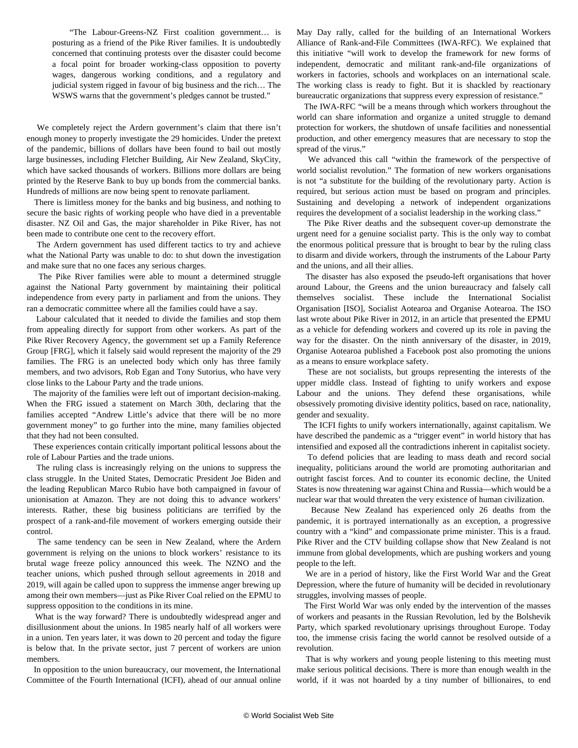> "The Labour-Greens-NZ First coalition government… is posturing as a friend of the Pike River families. It is undoubtedly concerned that continuing protests over the disaster could become a focal point for broader working-class opposition to poverty wages, dangerous working conditions, and a regulatory and judicial system rigged in favour of big business and the rich… The WSWS warns that the government's pledges cannot be trusted."

We completely reject the Ardern government's claim that there isn't enough money to properly investigate the 29 homicides. Under the pretext of the pandemic, billions of dollars have been found to bail out mostly large businesses, including Fletcher Building, Air New Zealand, SkyCity, which have sacked thousands of workers. Billions more dollars are being printed by the Reserve Bank to buy up bonds from the commercial banks. Hundreds of millions are now being spent to renovate parliament.

There is limitless money for the banks and big business, and nothing to secure the basic rights of working people who have died in a preventable disaster. NZ Oil and Gas, the major shareholder in Pike River, has not been made to contribute one cent to the recovery effort.

The Ardern government has used different tactics to try and achieve what the National Party was unable to do: to shut down the investigation and make sure that no one faces any serious charges.

The Pike River families were able to mount a determined struggle against the National Party government by maintaining their political independence from every party in parliament and from the unions. They ran a democratic committee where all the families could have a say.

Labour calculated that it needed to divide the families and stop them from appealing directly for support from other workers. As part of the Pike River Recovery Agency, the government set up a Family Reference Group [FRG], which it falsely said would represent the majority of the 29 families. The FRG is an unelected body which only has three family members, and two advisors, Rob Egan and Tony Sutorius, who have very close links to the Labour Party and the trade unions.

The majority of the families were left out of important decision-making. When the FRG issued a statement on March 30th, declaring that the families accepted "Andrew Little's advice that there will be no more government money" to go further into the mine, many families objected that they had not been consulted.

These experiences contain critically important political lessons about the role of Labour Parties and the trade unions.

The ruling class is increasingly relying on the unions to suppress the class struggle. In the United States, Democratic President Joe Biden and the leading Republican Marco Rubio have both campaigned in favour of unionisation at Amazon. They are not doing this to advance workers' interests. Rather, these big business politicians are terrified by the prospect of a rank-and-file movement of workers emerging outside their control.

The same tendency can be seen in New Zealand, where the Ardern government is relying on the unions to block workers' resistance to its brutal wage freeze policy announced this week. The NZNO and the teacher unions, which pushed through sellout agreements in 2018 and 2019, will again be called upon to suppress the immense anger brewing up among their own members—just as Pike River Coal relied on the EPMU to suppress opposition to the conditions in its mine.

What is the way forward? There is undoubtedly widespread anger and disillusionment about the unions. In 1985 nearly half of all workers were in a union. Ten years later, it was down to 20 percent and today the figure is below that. In the private sector, just 7 percent of workers are union members.

In opposition to the union bureaucracy, our movement, the International Committee of the Fourth International (ICFI), ahead of our annual online May Day rally, called for the building of an International Workers Alliance of Rank-and-File Committees (IWA-RFC). We explained that this initiative "will work to develop the framework for new forms of independent, democratic and militant rank-and-file organizations of workers in factories, schools and workplaces on an international scale. The working class is ready to fight. But it is shackled by reactionary bureaucratic organizations that suppress every expression of resistance."

The IWA-RFC "will be a means through which workers throughout the world can share information and organize a united struggle to demand protection for workers, the shutdown of unsafe facilities and nonessential production, and other emergency measures that are necessary to stop the spread of the virus."

We advanced this call "within the framework of the perspective of world socialist revolution." The formation of new workers organisations is not "a substitute for the building of the revolutionary party. Action is required, but serious action must be based on program and principles. Sustaining and developing a network of independent organizations requires the development of a socialist leadership in the working class."

The Pike River deaths and the subsequent cover-up demonstrate the urgent need for a genuine socialist party. This is the only way to combat the enormous political pressure that is brought to bear by the ruling class to disarm and divide workers, through the instruments of the Labour Party and the unions, and all their allies.

The disaster has also exposed the pseudo-left organisations that hover around Labour, the Greens and the union bureaucracy and falsely call themselves socialist. These include the International Socialist Organisation [ISO], Socialist Aotearoa and Organise Aotearoa. The ISO last wrote about Pike River in 2012, in an article that presented the EPMU as a vehicle for defending workers and covered up its role in paving the way for the disaster. On the ninth anniversary of the disaster, in 2019, Organise Aotearoa published a Facebook post also promoting the unions as a means to ensure workplace safety.

These are not socialists, but groups representing the interests of the upper middle class. Instead of fighting to unify workers and expose Labour and the unions. They defend these organisations, while obsessively promoting divisive identity politics, based on race, nationality, gender and sexuality.

The ICFI fights to unify workers internationally, against capitalism. We have described the pandemic as a "trigger event" in world history that has intensified and exposed all the contradictions inherent in capitalist society.

To defend policies that are leading to mass death and record social inequality, politicians around the world are promoting authoritarian and outright fascist forces. And to counter its economic decline, the United States is now threatening war against China and Russia—which would be a nuclear war that would threaten the very existence of human civilization.

Because New Zealand has experienced only 26 deaths from the pandemic, it is portrayed internationally as an exception, a progressive country with a "kind" and compassionate prime minister. This is a fraud. Pike River and the CTV building collapse show that New Zealand is not immune from global developments, which are pushing workers and young people to the left.

We are in a period of history, like the First World War and the Great Depression, where the future of humanity will be decided in revolutionary struggles, involving masses of people.

The First World War was only ended by the intervention of the masses of workers and peasants in the Russian Revolution, led by the Bolshevik Party, which sparked revolutionary uprisings throughout Europe. Today too, the immense crisis facing the world cannot be resolved outside of a revolution.

That is why workers and young people listening to this meeting must make serious political decisions. There is more than enough wealth in the world, if it was not hoarded by a tiny number of billionaires, to end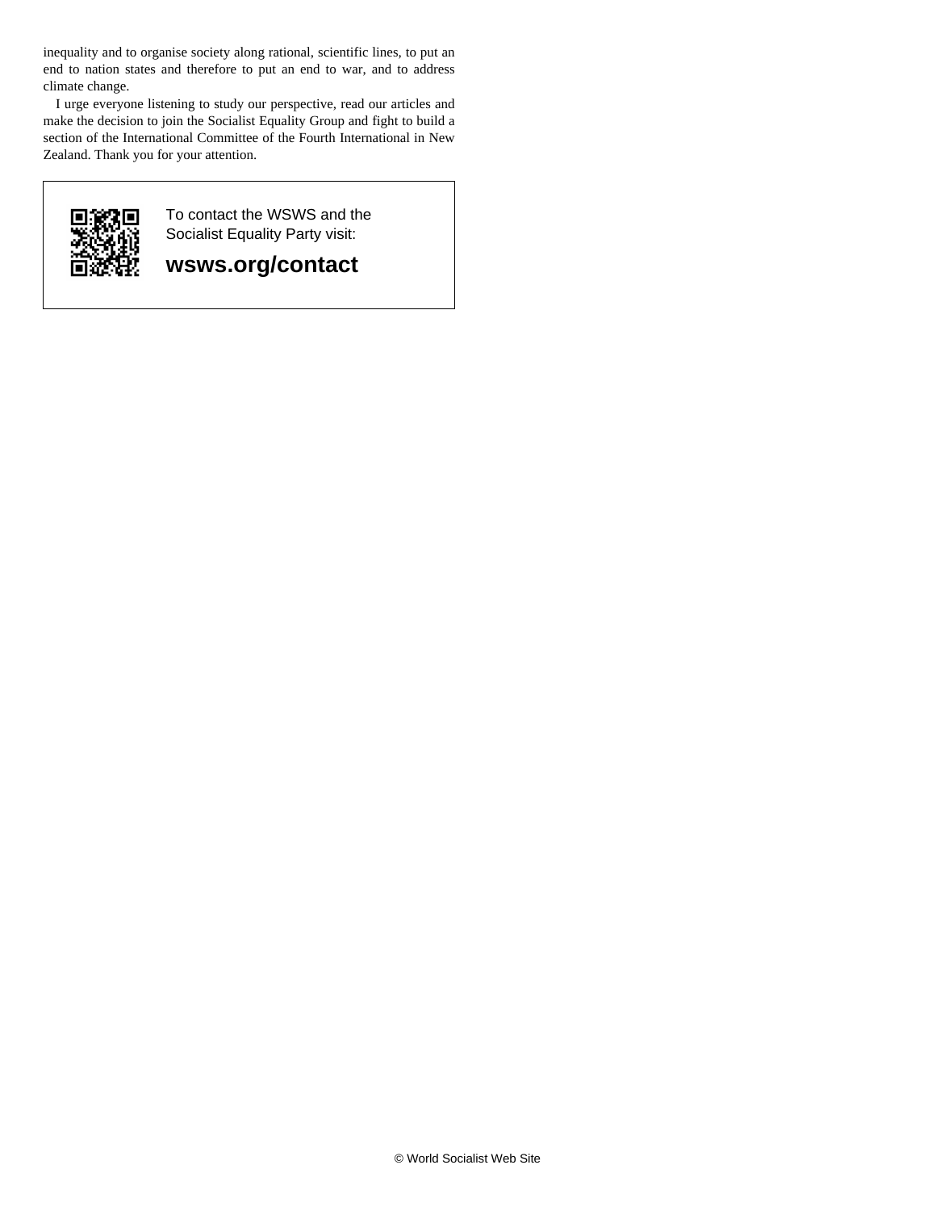inequality and to organise society along rational, scientific lines, to put an end to nation states and therefore to put an end to war, and to address climate change.

I urge everyone listening to study our perspective, read our articles and make the decision to join the Socialist Equality Group and fight to build a section of the International Committee of the Fourth International in New Zealand. Thank you for your attention.

To contact the WSWS and the Socialist Equality Party visit:

**wsws.org/contact**